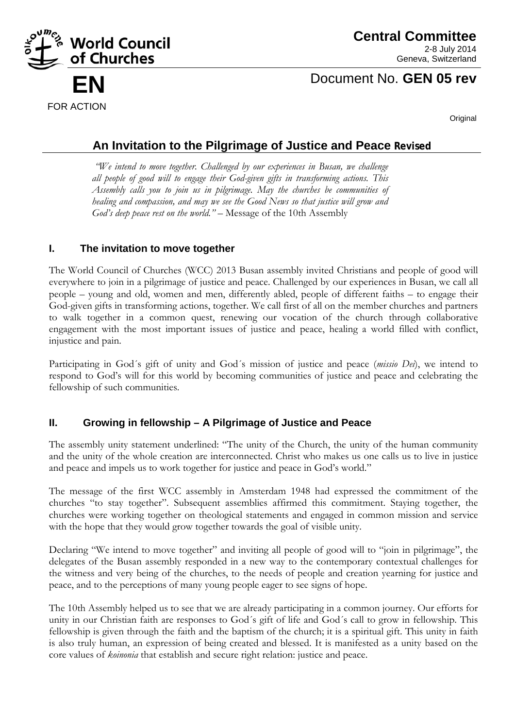World Council of Churches

**Central Committee**
2-8 July 2014
Geneva, Switzerland

**EN**

FOR ACTION

Document No. **GEN 05 rev**

Original

# An Invitation to the Pilgrimage of Justice and Peace Revised

*"We intend to move together. Challenged by our experiences in Busan, we challenge all people of good will to engage their God-given gifts in transforming actions. This Assembly calls you to join us in pilgrimage. May the churches be communities of healing and compassion, and may we see the Good News so that justice will grow and God's deep peace rest on the world."* – Message of the 10th Assembly

## I. The invitation to move together

The World Council of Churches (WCC) 2013 Busan assembly invited Christians and people of good will everywhere to join in a pilgrimage of justice and peace. Challenged by our experiences in Busan, we call all people – young and old, women and men, differently abled, people of different faiths – to engage their God-given gifts in transforming actions, together. We call first of all on the member churches and partners to walk together in a common quest, renewing our vocation of the church through collaborative engagement with the most important issues of justice and peace, healing a world filled with conflict, injustice and pain.

Participating in God´s gift of unity and God´s mission of justice and peace (*missio Dei*), we intend to respond to God's will for this world by becoming communities of justice and peace and celebrating the fellowship of such communities.

## II. Growing in fellowship – A Pilgrimage of Justice and Peace

The assembly unity statement underlined: "The unity of the Church, the unity of the human community and the unity of the whole creation are interconnected. Christ who makes us one calls us to live in justice and peace and impels us to work together for justice and peace in God's world."

The message of the first WCC assembly in Amsterdam 1948 had expressed the commitment of the churches "to stay together". Subsequent assemblies affirmed this commitment. Staying together, the churches were working together on theological statements and engaged in common mission and service with the hope that they would grow together towards the goal of visible unity.

Declaring "We intend to move together" and inviting all people of good will to "join in pilgrimage", the delegates of the Busan assembly responded in a new way to the contemporary contextual challenges for the witness and very being of the churches, to the needs of people and creation yearning for justice and peace, and to the perceptions of many young people eager to see signs of hope.

The 10th Assembly helped us to see that we are already participating in a common journey. Our efforts for unity in our Christian faith are responses to God´s gift of life and God´s call to grow in fellowship. This fellowship is given through the faith and the baptism of the church; it is a spiritual gift. This unity in faith is also truly human, an expression of being created and blessed. It is manifested as a unity based on the core values of *koinonia* that establish and secure right relation: justice and peace.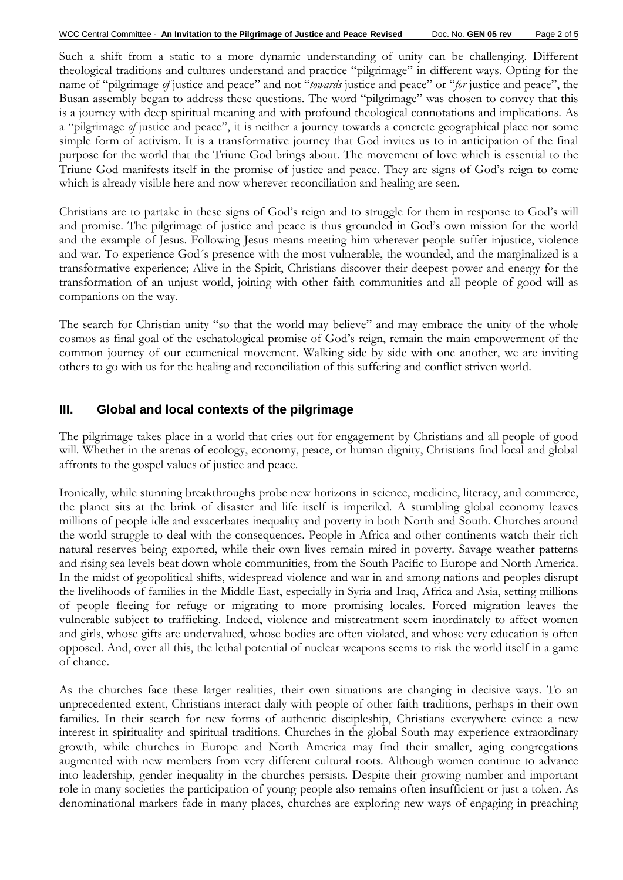Such a shift from a static to a more dynamic understanding of unity can be challenging. Different theological traditions and cultures understand and practice "pilgrimage" in different ways. Opting for the name of "pilgrimage *of* justice and peace" and not "*towards* justice and peace" or "*for* justice and peace", the Busan assembly began to address these questions. The word "pilgrimage" was chosen to convey that this is a journey with deep spiritual meaning and with profound theological connotations and implications. As a "pilgrimage *of* justice and peace", it is neither a journey towards a concrete geographical place nor some simple form of activism. It is a transformative journey that God invites us to in anticipation of the final purpose for the world that the Triune God brings about. The movement of love which is essential to the Triune God manifests itself in the promise of justice and peace. They are signs of God's reign to come which is already visible here and now wherever reconciliation and healing are seen.

Christians are to partake in these signs of God's reign and to struggle for them in response to God's will and promise. The pilgrimage of justice and peace is thus grounded in God's own mission for the world and the example of Jesus. Following Jesus means meeting him wherever people suffer injustice, violence and war. To experience God´s presence with the most vulnerable, the wounded, and the marginalized is a transformative experience; Alive in the Spirit, Christians discover their deepest power and energy for the transformation of an unjust world, joining with other faith communities and all people of good will as companions on the way.

The search for Christian unity "so that the world may believe" and may embrace the unity of the whole cosmos as final goal of the eschatological promise of God's reign, remain the main empowerment of the common journey of our ecumenical movement. Walking side by side with one another, we are inviting others to go with us for the healing and reconciliation of this suffering and conflict striven world.

## III. Global and local contexts of the pilgrimage

The pilgrimage takes place in a world that cries out for engagement by Christians and all people of good will. Whether in the arenas of ecology, economy, peace, or human dignity, Christians find local and global affronts to the gospel values of justice and peace.

Ironically, while stunning breakthroughs probe new horizons in science, medicine, literacy, and commerce, the planet sits at the brink of disaster and life itself is imperiled. A stumbling global economy leaves millions of people idle and exacerbates inequality and poverty in both North and South. Churches around the world struggle to deal with the consequences. People in Africa and other continents watch their rich natural reserves being exported, while their own lives remain mired in poverty. Savage weather patterns and rising sea levels beat down whole communities, from the South Pacific to Europe and North America. In the midst of geopolitical shifts, widespread violence and war in and among nations and peoples disrupt the livelihoods of families in the Middle East, especially in Syria and Iraq, Africa and Asia, setting millions of people fleeing for refuge or migrating to more promising locales. Forced migration leaves the vulnerable subject to trafficking. Indeed, violence and mistreatment seem inordinately to affect women and girls, whose gifts are undervalued, whose bodies are often violated, and whose very education is often opposed. And, over all this, the lethal potential of nuclear weapons seems to risk the world itself in a game of chance.

As the churches face these larger realities, their own situations are changing in decisive ways. To an unprecedented extent, Christians interact daily with people of other faith traditions, perhaps in their own families. In their search for new forms of authentic discipleship, Christians everywhere evince a new interest in spirituality and spiritual traditions. Churches in the global South may experience extraordinary growth, while churches in Europe and North America may find their smaller, aging congregations augmented with new members from very different cultural roots. Although women continue to advance into leadership, gender inequality in the churches persists. Despite their growing number and important role in many societies the participation of young people also remains often insufficient or just a token. As denominational markers fade in many places, churches are exploring new ways of engaging in preaching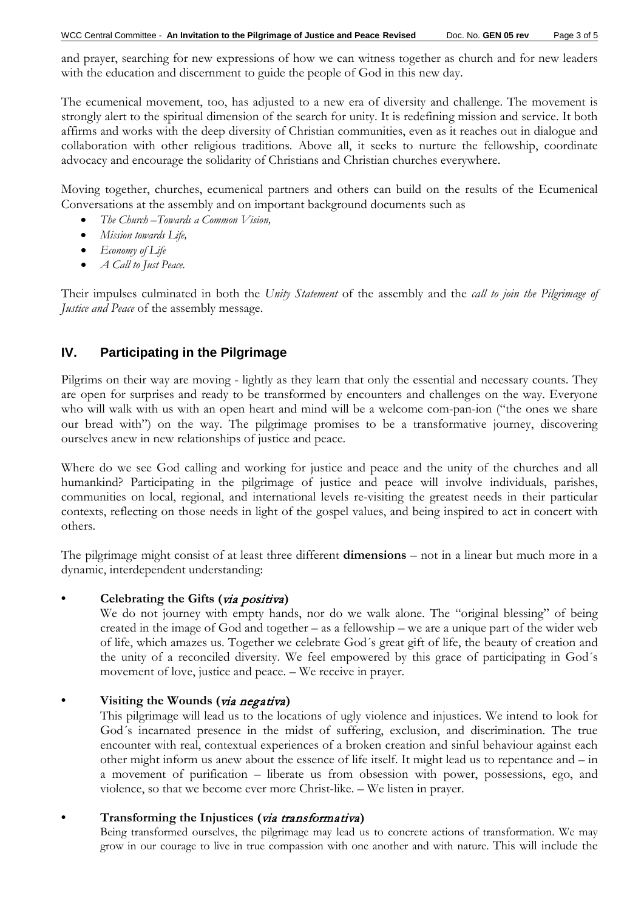and prayer, searching for new expressions of how we can witness together as church and for new leaders with the education and discernment to guide the people of God in this new day.

The ecumenical movement, too, has adjusted to a new era of diversity and challenge. The movement is strongly alert to the spiritual dimension of the search for unity. It is redefining mission and service. It both affirms and works with the deep diversity of Christian communities, even as it reaches out in dialogue and collaboration with other religious traditions. Above all, it seeks to nurture the fellowship, coordinate advocacy and encourage the solidarity of Christians and Christian churches everywhere.

Moving together, churches, ecumenical partners and others can build on the results of the Ecumenical Conversations at the assembly and on important background documents such as

- *The Church –Towards a Common Vision,*
- *Mission towards Life,*
- *Economy of Life*
- *A Call to Just Peace.*

Their impulses culminated in both the *Unity Statement* of the assembly and the *call to join the Pilgrimage of Justice and Peace* of the assembly message.

## IV. Participating in the Pilgrimage

Pilgrims on their way are moving - lightly as they learn that only the essential and necessary counts. They are open for surprises and ready to be transformed by encounters and challenges on the way. Everyone who will walk with us with an open heart and mind will be a welcome com-pan-ion ("the ones we share our bread with") on the way. The pilgrimage promises to be a transformative journey, discovering ourselves anew in new relationships of justice and peace.

Where do we see God calling and working for justice and peace and the unity of the churches and all humankind? Participating in the pilgrimage of justice and peace will involve individuals, parishes, communities on local, regional, and international levels re-visiting the greatest needs in their particular contexts, reflecting on those needs in light of the gospel values, and being inspired to act in concert with others.

The pilgrimage might consist of at least three different **dimensions** – not in a linear but much more in a dynamic, interdependent understanding:

- **Celebrating the Gifts (*via positiva*)**
  We do not journey with empty hands, nor do we walk alone. The "original blessing" of being created in the image of God and together – as a fellowship – we are a unique part of the wider web of life, which amazes us. Together we celebrate God´s great gift of life, the beauty of creation and the unity of a reconciled diversity. We feel empowered by this grace of participating in God´s movement of love, justice and peace. – We receive in prayer.

- **Visiting the Wounds (*via negativa*)**
  This pilgrimage will lead us to the locations of ugly violence and injustices. We intend to look for God´s incarnated presence in the midst of suffering, exclusion, and discrimination. The true encounter with real, contextual experiences of a broken creation and sinful behaviour against each other might inform us anew about the essence of life itself. It might lead us to repentance and – in a movement of purification – liberate us from obsession with power, possessions, ego, and violence, so that we become ever more Christ-like. – We listen in prayer.

- **Transforming the Injustices (*via transformativa*)**
  Being transformed ourselves, the pilgrimage may lead us to concrete actions of transformation. We may grow in our courage to live in true compassion with one another and with nature. This will include the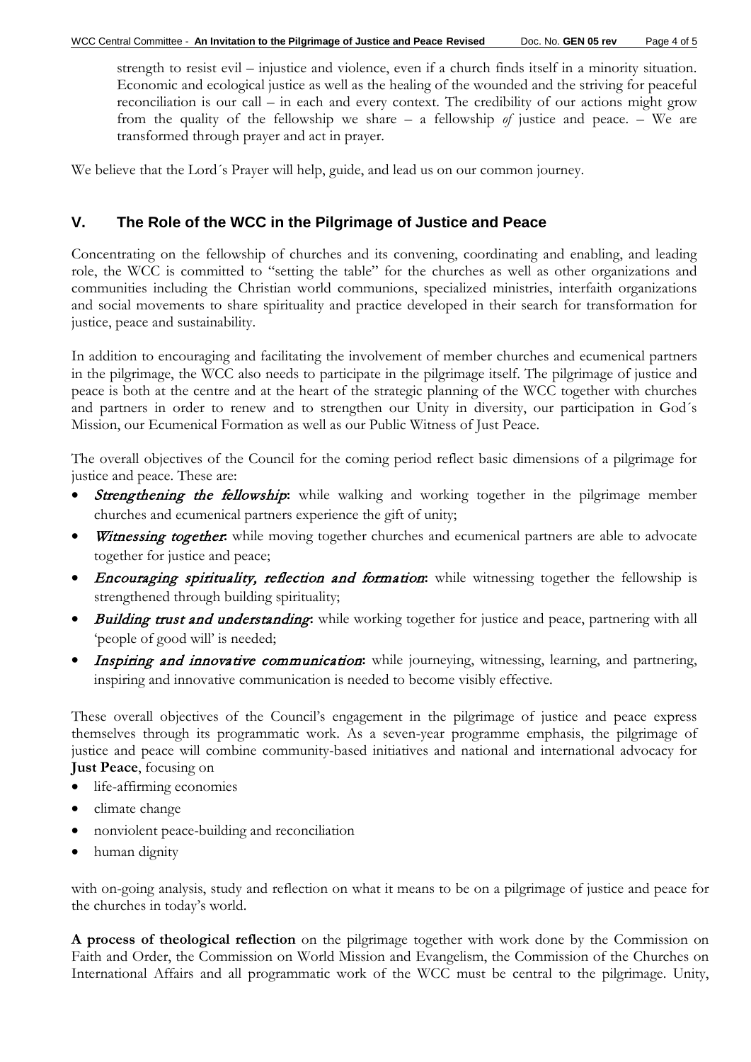strength to resist evil – injustice and violence, even if a church finds itself in a minority situation. Economic and ecological justice as well as the healing of the wounded and the striving for peaceful reconciliation is our call – in each and every context. The credibility of our actions might grow from the quality of the fellowship we share – a fellowship *of* justice and peace. – We are transformed through prayer and act in prayer.

We believe that the Lord´s Prayer will help, guide, and lead us on our common journey.

## V. The Role of the WCC in the Pilgrimage of Justice and Peace

Concentrating on the fellowship of churches and its convening, coordinating and enabling, and leading role, the WCC is committed to "setting the table" for the churches as well as other organizations and communities including the Christian world communions, specialized ministries, interfaith organizations and social movements to share spirituality and practice developed in their search for transformation for justice, peace and sustainability.

In addition to encouraging and facilitating the involvement of member churches and ecumenical partners in the pilgrimage, the WCC also needs to participate in the pilgrimage itself. The pilgrimage of justice and peace is both at the centre and at the heart of the strategic planning of the WCC together with churches and partners in order to renew and to strengthen our Unity in diversity, our participation in God´s Mission, our Ecumenical Formation as well as our Public Witness of Just Peace.

The overall objectives of the Council for the coming period reflect basic dimensions of a pilgrimage for justice and peace. These are:

- ***Strengthening the fellowship*:** while walking and working together in the pilgrimage member churches and ecumenical partners experience the gift of unity;
- ***Witnessing together*:** while moving together churches and ecumenical partners are able to advocate together for justice and peace;
- ***Encouraging spirituality, reflection and formation*:** while witnessing together the fellowship is strengthened through building spirituality;
- ***Building trust and understanding*:** while working together for justice and peace, partnering with all 'people of good will' is needed;
- ***Inspiring and innovative communication*:** while journeying, witnessing, learning, and partnering, inspiring and innovative communication is needed to become visibly effective.

These overall objectives of the Council's engagement in the pilgrimage of justice and peace express themselves through its programmatic work. As a seven-year programme emphasis, the pilgrimage of justice and peace will combine community-based initiatives and national and international advocacy for **Just Peace**, focusing on

- life-affirming economies
- climate change
- nonviolent peace-building and reconciliation
- human dignity

with on-going analysis, study and reflection on what it means to be on a pilgrimage of justice and peace for the churches in today's world.

**A process of theological reflection** on the pilgrimage together with work done by the Commission on Faith and Order, the Commission on World Mission and Evangelism, the Commission of the Churches on International Affairs and all programmatic work of the WCC must be central to the pilgrimage. Unity,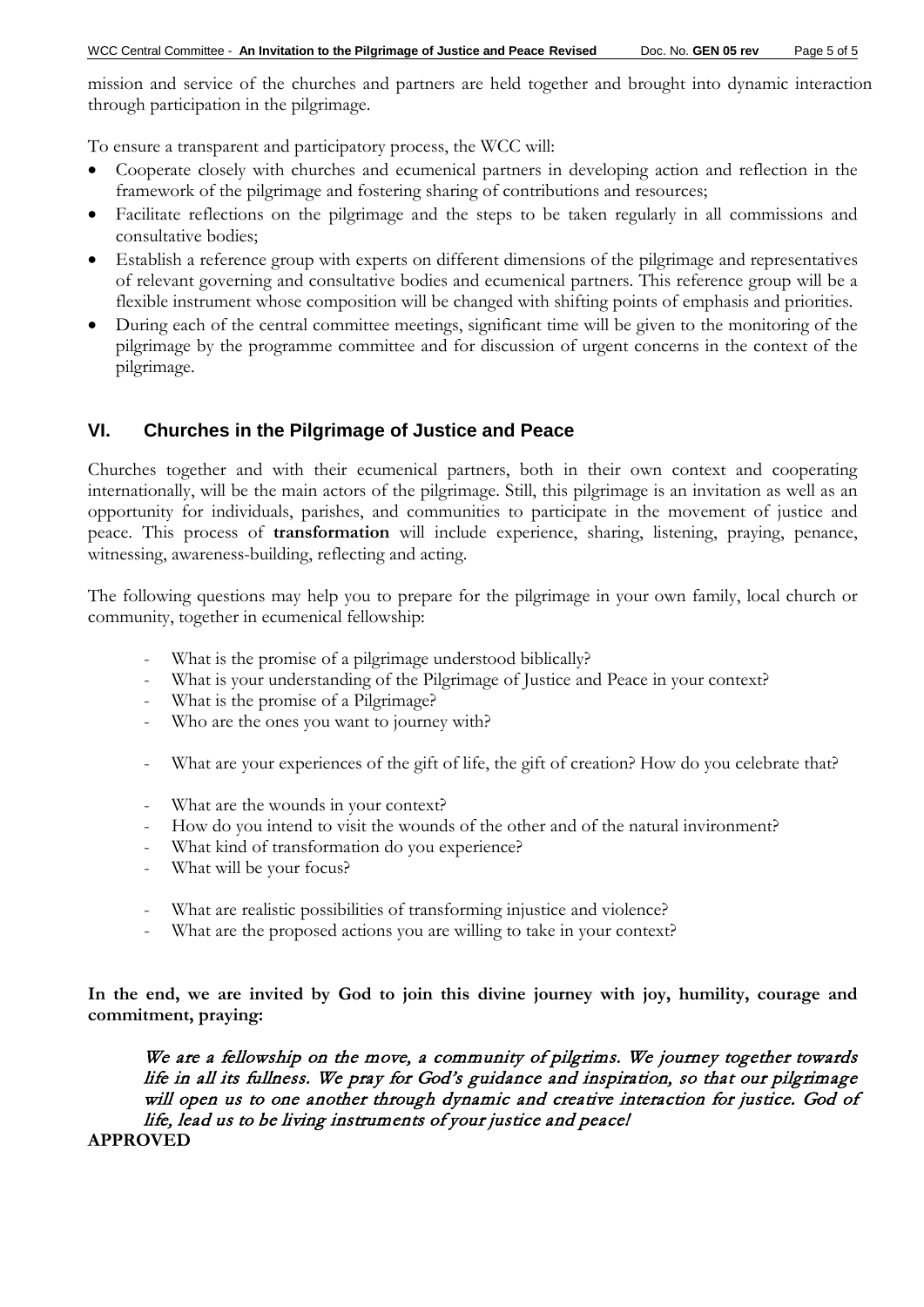mission and service of the churches and partners are held together and brought into dynamic interaction through participation in the pilgrimage.

To ensure a transparent and participatory process, the WCC will:

- Cooperate closely with churches and ecumenical partners in developing action and reflection in the framework of the pilgrimage and fostering sharing of contributions and resources;
- Facilitate reflections on the pilgrimage and the steps to be taken regularly in all commissions and consultative bodies;
- Establish a reference group with experts on different dimensions of the pilgrimage and representatives of relevant governing and consultative bodies and ecumenical partners. This reference group will be a flexible instrument whose composition will be changed with shifting points of emphasis and priorities.
- During each of the central committee meetings, significant time will be given to the monitoring of the pilgrimage by the programme committee and for discussion of urgent concerns in the context of the pilgrimage.

## VI. Churches in the Pilgrimage of Justice and Peace

Churches together and with their ecumenical partners, both in their own context and cooperating internationally, will be the main actors of the pilgrimage. Still, this pilgrimage is an invitation as well as an opportunity for individuals, parishes, and communities to participate in the movement of justice and peace. This process of **transformation** will include experience, sharing, listening, praying, penance, witnessing, awareness-building, reflecting and acting.

The following questions may help you to prepare for the pilgrimage in your own family, local church or community, together in ecumenical fellowship:

- What is the promise of a pilgrimage understood biblically?
- What is your understanding of the Pilgrimage of Justice and Peace in your context?
- What is the promise of a Pilgrimage?
- Who are the ones you want to journey with?

- What are your experiences of the gift of life, the gift of creation? How do you celebrate that?

- What are the wounds in your context?
- How do you intend to visit the wounds of the other and of the natural invironment?
- What kind of transformation do you experience?
- What will be your focus?

- What are realistic possibilities of transforming injustice and violence?
- What are the proposed actions you are willing to take in your context?

**In the end, we are invited by God to join this divine journey with joy, humility, courage and commitment, praying:**

> *We are a fellowship on the move, a community of pilgrims. We journey together towards life in all its fullness. We pray for God's guidance and inspiration, so that our pilgrimage will open us to one another through dynamic and creative interaction for justice. God of life, lead us to be living instruments of your justice and peace!*

**APPROVED**